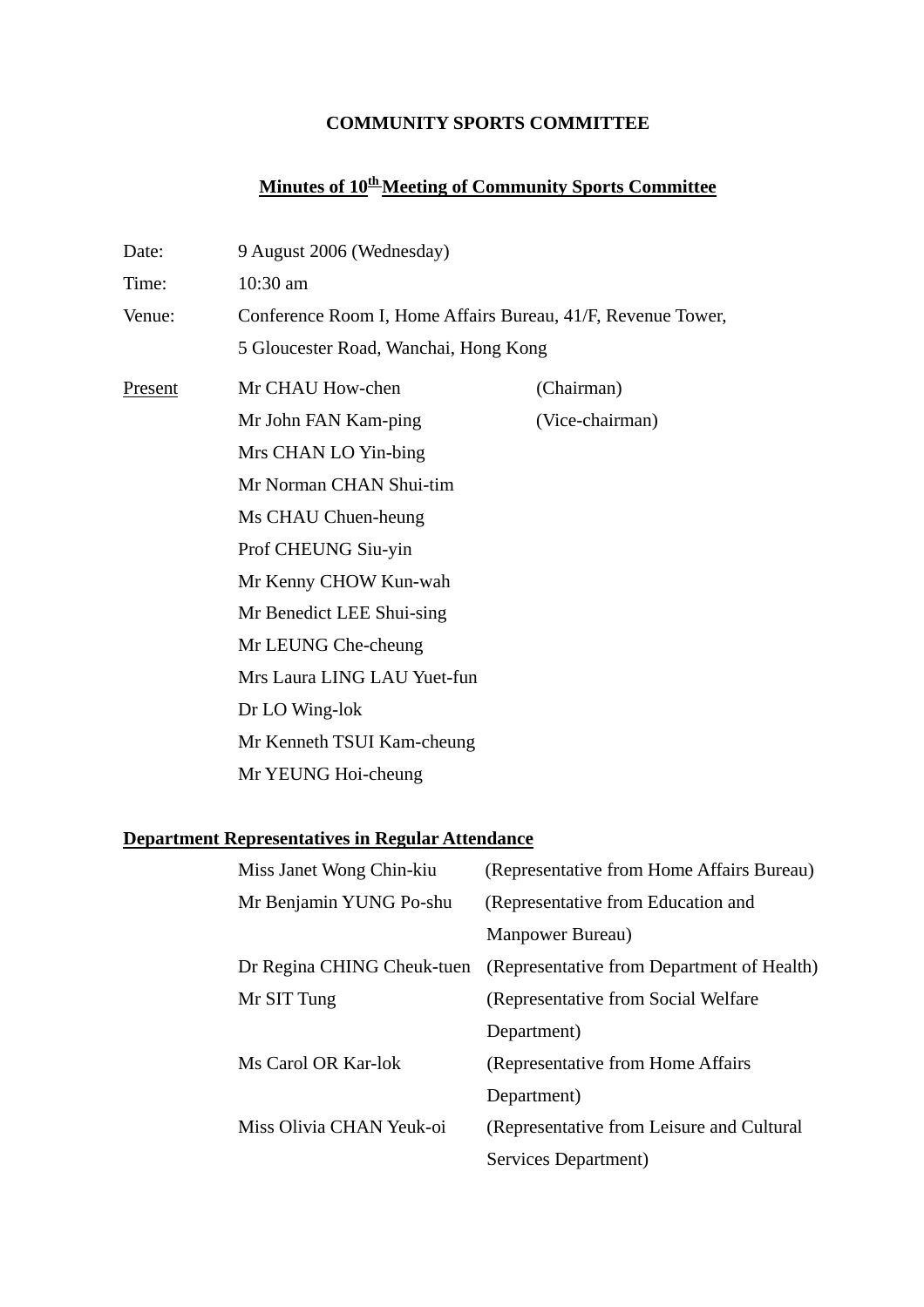# COMMUNITY SPORTS COMMITTEE

## Minutes of 10th Meeting of Community Sports Committee

| | |
|---|---|
| Date: | 9 August 2006 (Wednesday) |
| Time: | 10:30 am |
| Venue: | Conference Room I, Home Affairs Bureau, 41/F, Revenue Tower, 5 Gloucester Road, Wanchai, Hong Kong |

| Present | | |
|---|---|---|
| | Mr CHAU How-chen | (Chairman) |
| | Mr John FAN Kam-ping | (Vice-chairman) |
| | Mrs CHAN LO Yin-bing | |
| | Mr Norman CHAN Shui-tim | |
| | Ms CHAU Chuen-heung | |
| | Prof CHEUNG Siu-yin | |
| | Mr Kenny CHOW Kun-wah | |
| | Mr Benedict LEE Shui-sing | |
| | Mr LEUNG Che-cheung | |
| | Mrs Laura LING LAU Yuet-fun | |
| | Dr LO Wing-lok | |
| | Mr Kenneth TSUI Kam-cheung | |
| | Mr YEUNG Hoi-cheung | |

**Department Representatives in Regular Attendance**

| | |
|---|---|
| Miss Janet Wong Chin-kiu | (Representative from Home Affairs Bureau) |
| Mr Benjamin YUNG Po-shu | (Representative from Education and Manpower Bureau) |
| Dr Regina CHING Cheuk-tuen | (Representative from Department of Health) |
| Mr SIT Tung | (Representative from Social Welfare Department) |
| Ms Carol OR Kar-lok | (Representative from Home Affairs Department) |
| Miss Olivia CHAN Yeuk-oi | (Representative from Leisure and Cultural Services Department) |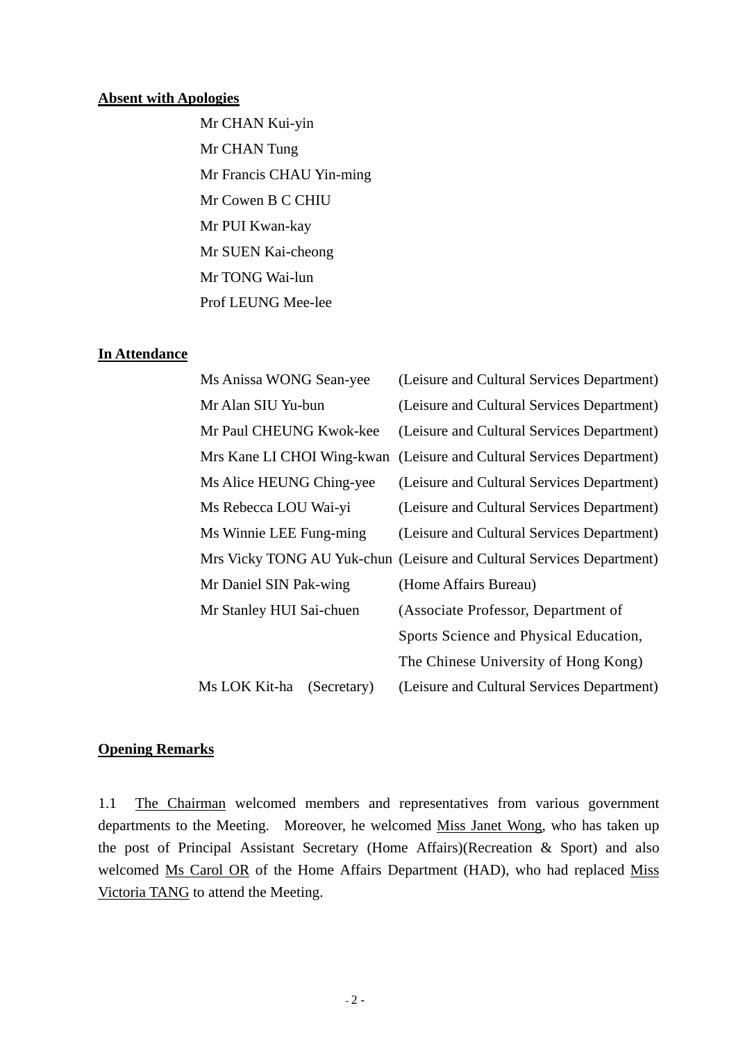**Absent with Apologies**

Mr CHAN Kui-yin
Mr CHAN Tung
Mr Francis CHAU Yin-ming
Mr Cowen B C CHIU
Mr PUI Kwan-kay
Mr SUEN Kai-cheong
Mr TONG Wai-lun
Prof LEUNG Mee-lee

**In Attendance**

| | |
|---|---|
| Ms Anissa WONG Sean-yee | (Leisure and Cultural Services Department) |
| Mr Alan SIU Yu-bun | (Leisure and Cultural Services Department) |
| Mr Paul CHEUNG Kwok-kee | (Leisure and Cultural Services Department) |
| Mrs Kane LI CHOI Wing-kwan | (Leisure and Cultural Services Department) |
| Ms Alice HEUNG Ching-yee | (Leisure and Cultural Services Department) |
| Ms Rebecca LOU Wai-yi | (Leisure and Cultural Services Department) |
| Ms Winnie LEE Fung-ming | (Leisure and Cultural Services Department) |
| Mrs Vicky TONG AU Yuk-chun | (Leisure and Cultural Services Department) |
| Mr Daniel SIN Pak-wing | (Home Affairs Bureau) |
| Mr Stanley HUI Sai-chuen | (Associate Professor, Department of Sports Science and Physical Education, The Chinese University of Hong Kong) |
| Ms LOK Kit-ha (Secretary) | (Leisure and Cultural Services Department) |

**Opening Remarks**

1.1 The Chairman welcomed members and representatives from various government departments to the Meeting. Moreover, he welcomed Miss Janet Wong, who has taken up the post of Principal Assistant Secretary (Home Affairs)(Recreation & Sport) and also welcomed Ms Carol OR of the Home Affairs Department (HAD), who had replaced Miss Victoria TANG to attend the Meeting.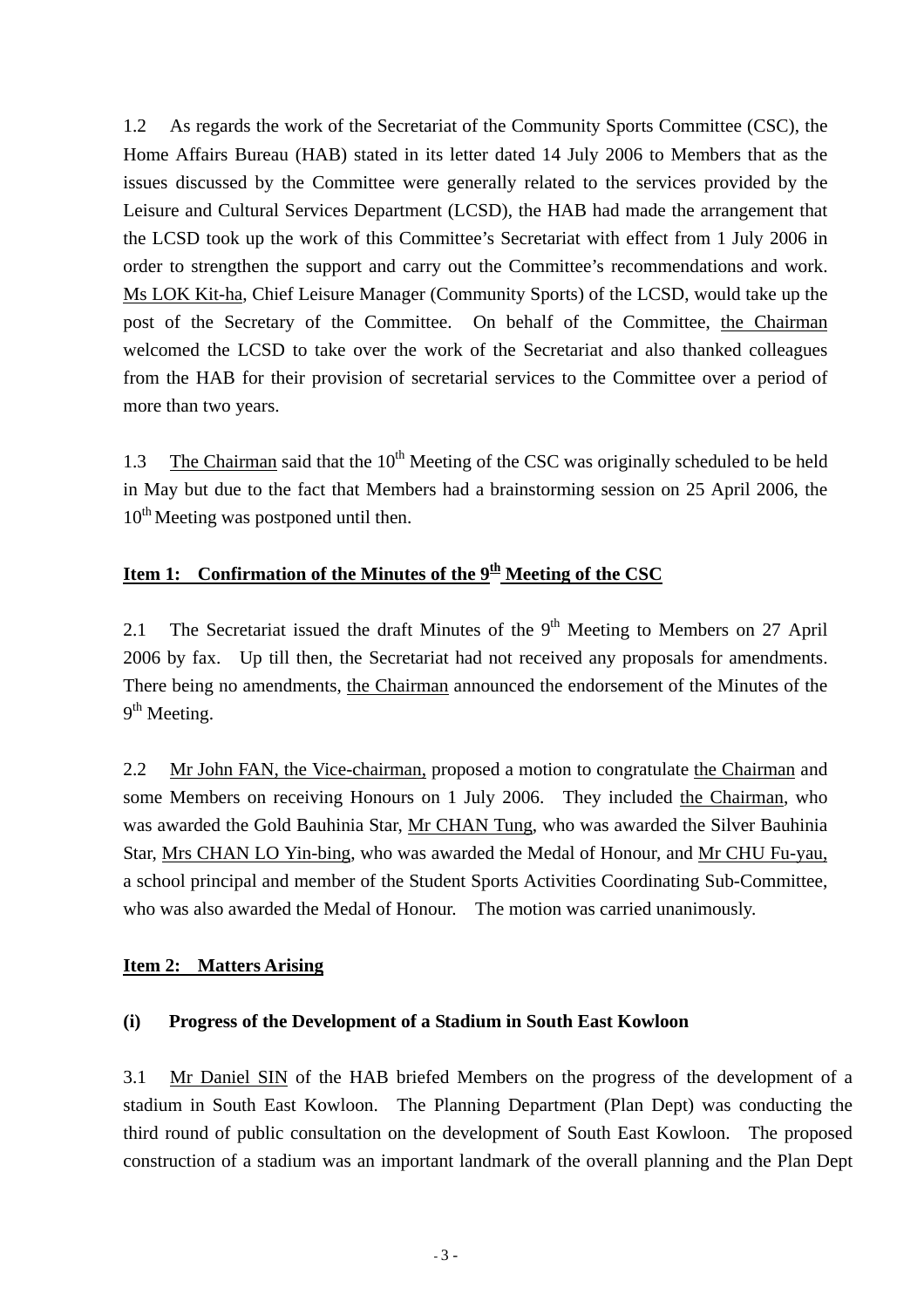1.2 As regards the work of the Secretariat of the Community Sports Committee (CSC), the Home Affairs Bureau (HAB) stated in its letter dated 14 July 2006 to Members that as the issues discussed by the Committee were generally related to the services provided by the Leisure and Cultural Services Department (LCSD), the HAB had made the arrangement that the LCSD took up the work of this Committee's Secretariat with effect from 1 July 2006 in order to strengthen the support and carry out the Committee's recommendations and work. Ms LOK Kit-ha, Chief Leisure Manager (Community Sports) of the LCSD, would take up the post of the Secretary of the Committee. On behalf of the Committee, the Chairman welcomed the LCSD to take over the work of the Secretariat and also thanked colleagues from the HAB for their provision of secretarial services to the Committee over a period of more than two years.

1.3 The Chairman said that the 10th Meeting of the CSC was originally scheduled to be held in May but due to the fact that Members had a brainstorming session on 25 April 2006, the 10th Meeting was postponed until then.

**Item 1: Confirmation of the Minutes of the 9th Meeting of the CSC**

2.1 The Secretariat issued the draft Minutes of the 9th Meeting to Members on 27 April 2006 by fax. Up till then, the Secretariat had not received any proposals for amendments. There being no amendments, the Chairman announced the endorsement of the Minutes of the 9th Meeting.

2.2 Mr John FAN, the Vice-chairman, proposed a motion to congratulate the Chairman and some Members on receiving Honours on 1 July 2006. They included the Chairman, who was awarded the Gold Bauhinia Star, Mr CHAN Tung, who was awarded the Silver Bauhinia Star, Mrs CHAN LO Yin-bing, who was awarded the Medal of Honour, and Mr CHU Fu-yau, a school principal and member of the Student Sports Activities Coordinating Sub-Committee, who was also awarded the Medal of Honour. The motion was carried unanimously.

**Item 2: Matters Arising**

**(i) Progress of the Development of a Stadium in South East Kowloon**

3.1 Mr Daniel SIN of the HAB briefed Members on the progress of the development of a stadium in South East Kowloon. The Planning Department (Plan Dept) was conducting the third round of public consultation on the development of South East Kowloon. The proposed construction of a stadium was an important landmark of the overall planning and the Plan Dept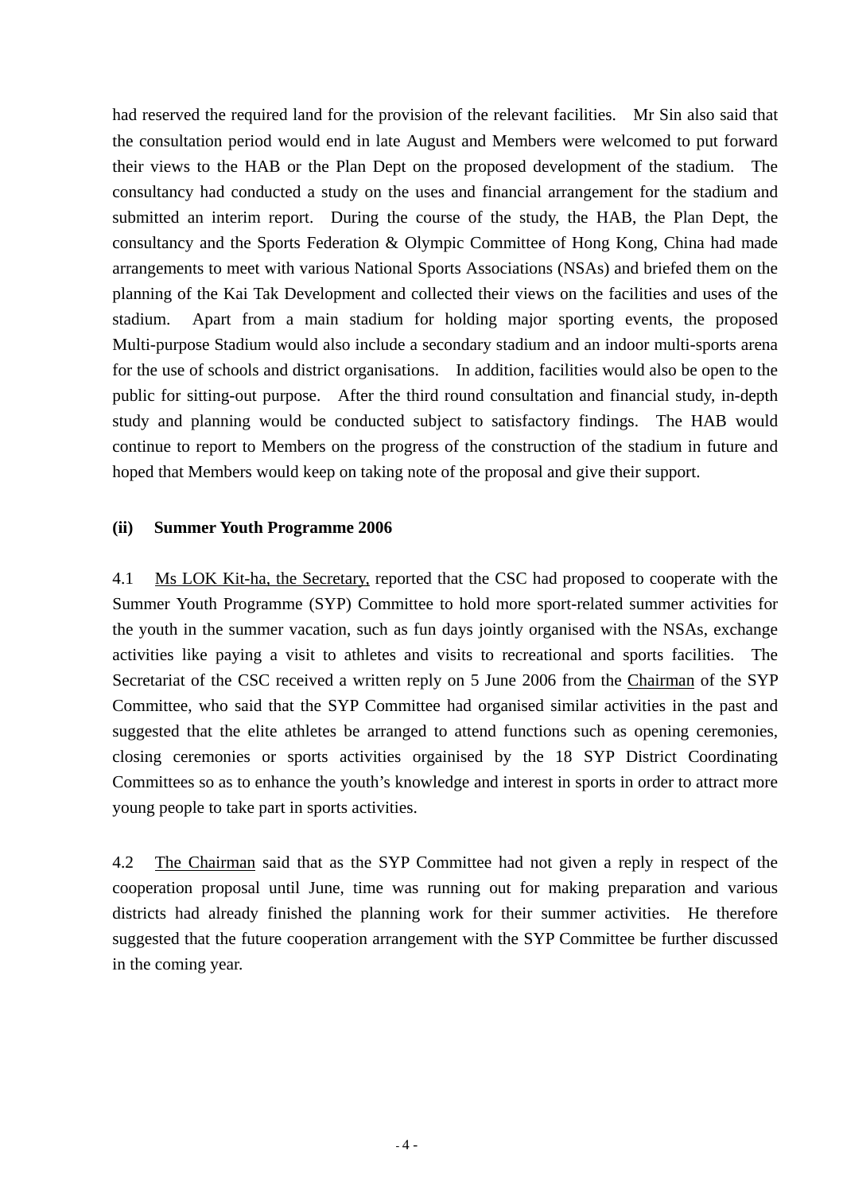had reserved the required land for the provision of the relevant facilities. Mr Sin also said that the consultation period would end in late August and Members were welcomed to put forward their views to the HAB or the Plan Dept on the proposed development of the stadium. The consultancy had conducted a study on the uses and financial arrangement for the stadium and submitted an interim report. During the course of the study, the HAB, the Plan Dept, the consultancy and the Sports Federation & Olympic Committee of Hong Kong, China had made arrangements to meet with various National Sports Associations (NSAs) and briefed them on the planning of the Kai Tak Development and collected their views on the facilities and uses of the stadium. Apart from a main stadium for holding major sporting events, the proposed Multi-purpose Stadium would also include a secondary stadium and an indoor multi-sports arena for the use of schools and district organisations. In addition, facilities would also be open to the public for sitting-out purpose. After the third round consultation and financial study, in-depth study and planning would be conducted subject to satisfactory findings. The HAB would continue to report to Members on the progress of the construction of the stadium in future and hoped that Members would keep on taking note of the proposal and give their support.

**(ii) Summer Youth Programme 2006**

4.1 Ms LOK Kit-ha, the Secretary, reported that the CSC had proposed to cooperate with the Summer Youth Programme (SYP) Committee to hold more sport-related summer activities for the youth in the summer vacation, such as fun days jointly organised with the NSAs, exchange activities like paying a visit to athletes and visits to recreational and sports facilities. The Secretariat of the CSC received a written reply on 5 June 2006 from the Chairman of the SYP Committee, who said that the SYP Committee had organised similar activities in the past and suggested that the elite athletes be arranged to attend functions such as opening ceremonies, closing ceremonies or sports activities orgainised by the 18 SYP District Coordinating Committees so as to enhance the youth's knowledge and interest in sports in order to attract more young people to take part in sports activities.

4.2 The Chairman said that as the SYP Committee had not given a reply in respect of the cooperation proposal until June, time was running out for making preparation and various districts had already finished the planning work for their summer activities. He therefore suggested that the future cooperation arrangement with the SYP Committee be further discussed in the coming year.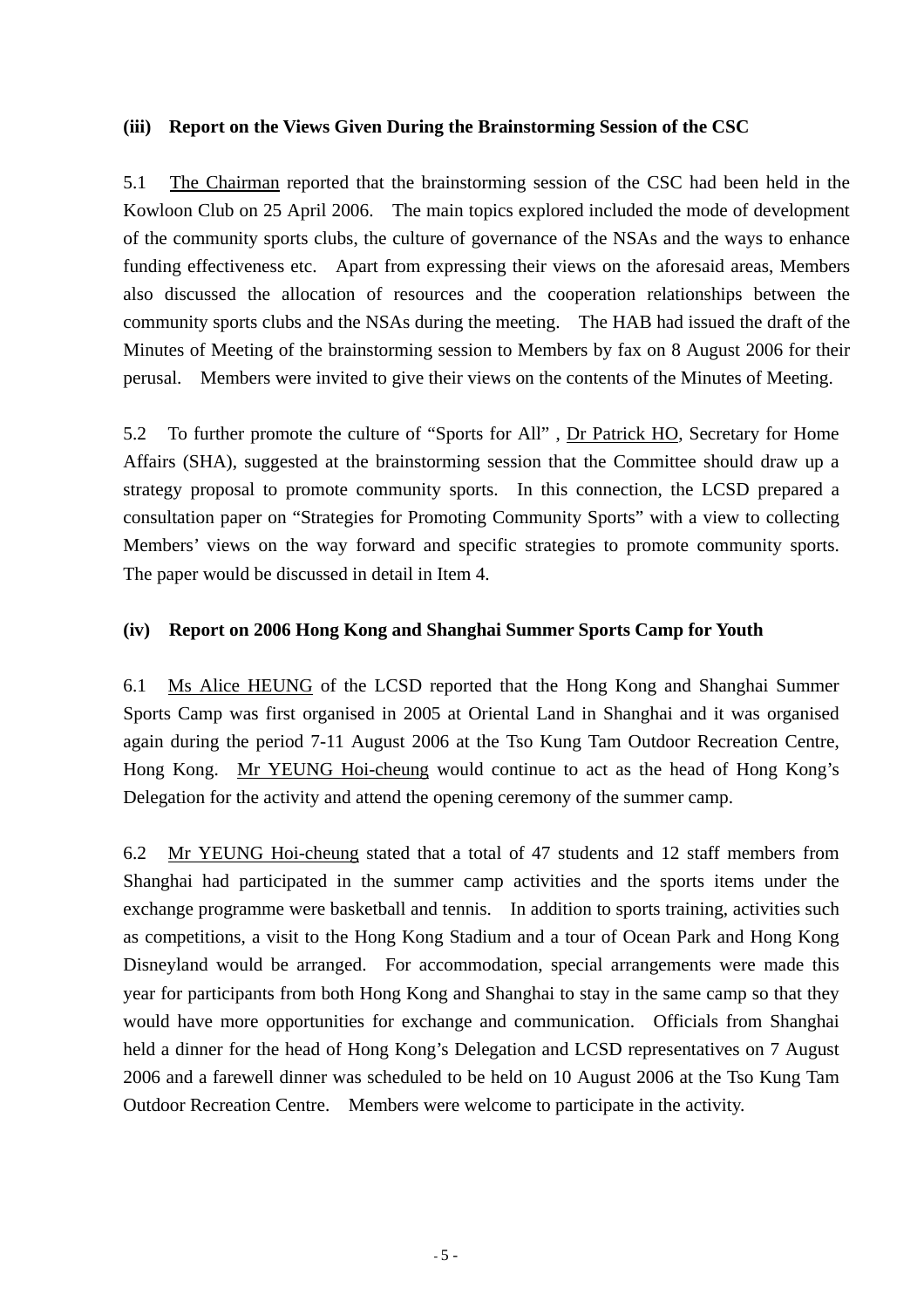**(iii) Report on the Views Given During the Brainstorming Session of the CSC**

5.1 The Chairman reported that the brainstorming session of the CSC had been held in the Kowloon Club on 25 April 2006. The main topics explored included the mode of development of the community sports clubs, the culture of governance of the NSAs and the ways to enhance funding effectiveness etc. Apart from expressing their views on the aforesaid areas, Members also discussed the allocation of resources and the cooperation relationships between the community sports clubs and the NSAs during the meeting. The HAB had issued the draft of the Minutes of Meeting of the brainstorming session to Members by fax on 8 August 2006 for their perusal. Members were invited to give their views on the contents of the Minutes of Meeting.

5.2 To further promote the culture of "Sports for All" , Dr Patrick HO, Secretary for Home Affairs (SHA), suggested at the brainstorming session that the Committee should draw up a strategy proposal to promote community sports. In this connection, the LCSD prepared a consultation paper on "Strategies for Promoting Community Sports" with a view to collecting Members' views on the way forward and specific strategies to promote community sports. The paper would be discussed in detail in Item 4.

**(iv) Report on 2006 Hong Kong and Shanghai Summer Sports Camp for Youth**

6.1 Ms Alice HEUNG of the LCSD reported that the Hong Kong and Shanghai Summer Sports Camp was first organised in 2005 at Oriental Land in Shanghai and it was organised again during the period 7-11 August 2006 at the Tso Kung Tam Outdoor Recreation Centre, Hong Kong. Mr YEUNG Hoi-cheung would continue to act as the head of Hong Kong's Delegation for the activity and attend the opening ceremony of the summer camp.

6.2 Mr YEUNG Hoi-cheung stated that a total of 47 students and 12 staff members from Shanghai had participated in the summer camp activities and the sports items under the exchange programme were basketball and tennis. In addition to sports training, activities such as competitions, a visit to the Hong Kong Stadium and a tour of Ocean Park and Hong Kong Disneyland would be arranged. For accommodation, special arrangements were made this year for participants from both Hong Kong and Shanghai to stay in the same camp so that they would have more opportunities for exchange and communication. Officials from Shanghai held a dinner for the head of Hong Kong's Delegation and LCSD representatives on 7 August 2006 and a farewell dinner was scheduled to be held on 10 August 2006 at the Tso Kung Tam Outdoor Recreation Centre. Members were welcome to participate in the activity.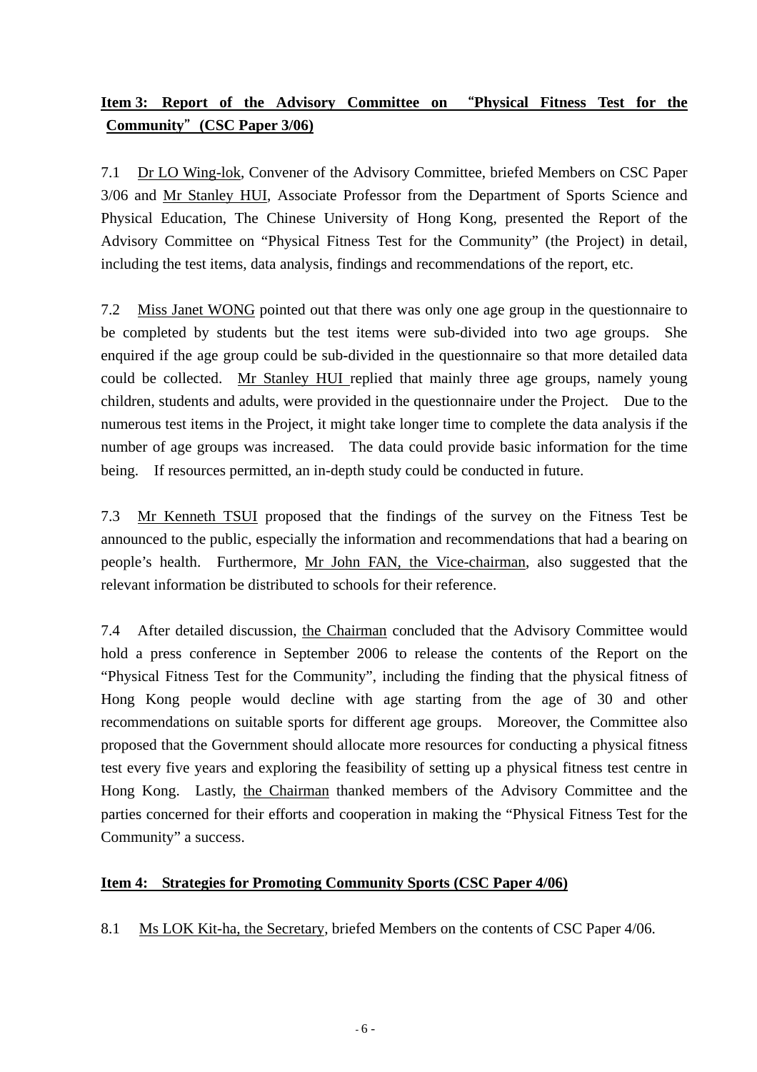**Item 3: Report of the Advisory Committee on "Physical Fitness Test for the Community" (CSC Paper 3/06)**

7.1 Dr LO Wing-lok, Convener of the Advisory Committee, briefed Members on CSC Paper 3/06 and Mr Stanley HUI, Associate Professor from the Department of Sports Science and Physical Education, The Chinese University of Hong Kong, presented the Report of the Advisory Committee on "Physical Fitness Test for the Community" (the Project) in detail, including the test items, data analysis, findings and recommendations of the report, etc.

7.2 Miss Janet WONG pointed out that there was only one age group in the questionnaire to be completed by students but the test items were sub-divided into two age groups. She enquired if the age group could be sub-divided in the questionnaire so that more detailed data could be collected. Mr Stanley HUI replied that mainly three age groups, namely young children, students and adults, were provided in the questionnaire under the Project. Due to the numerous test items in the Project, it might take longer time to complete the data analysis if the number of age groups was increased. The data could provide basic information for the time being. If resources permitted, an in-depth study could be conducted in future.

7.3 Mr Kenneth TSUI proposed that the findings of the survey on the Fitness Test be announced to the public, especially the information and recommendations that had a bearing on people's health. Furthermore, Mr John FAN, the Vice-chairman, also suggested that the relevant information be distributed to schools for their reference.

7.4 After detailed discussion, the Chairman concluded that the Advisory Committee would hold a press conference in September 2006 to release the contents of the Report on the "Physical Fitness Test for the Community", including the finding that the physical fitness of Hong Kong people would decline with age starting from the age of 30 and other recommendations on suitable sports for different age groups. Moreover, the Committee also proposed that the Government should allocate more resources for conducting a physical fitness test every five years and exploring the feasibility of setting up a physical fitness test centre in Hong Kong. Lastly, the Chairman thanked members of the Advisory Committee and the parties concerned for their efforts and cooperation in making the "Physical Fitness Test for the Community" a success.

**Item 4: Strategies for Promoting Community Sports (CSC Paper 4/06)**

8.1 Ms LOK Kit-ha, the Secretary, briefed Members on the contents of CSC Paper 4/06.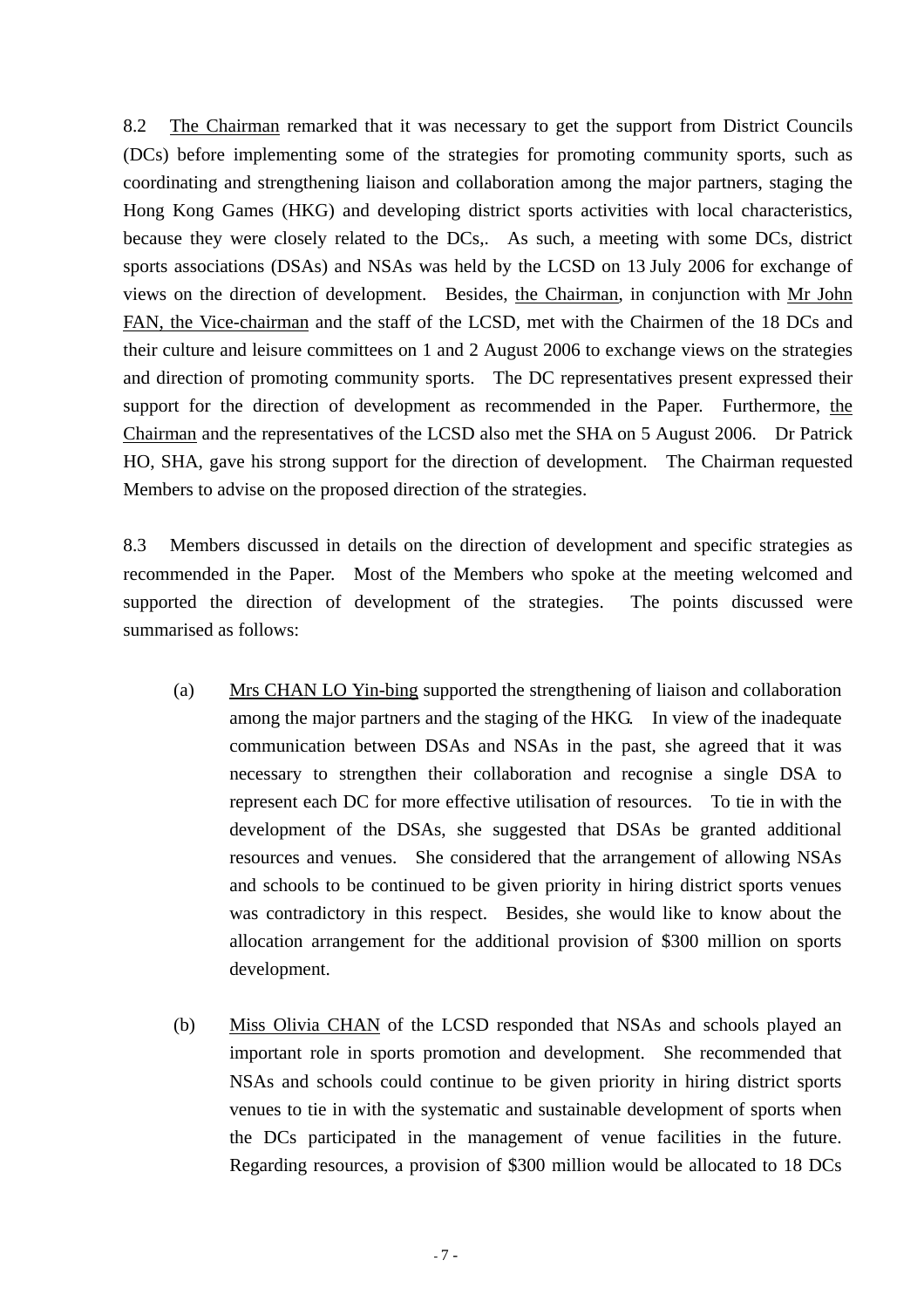8.2 The Chairman remarked that it was necessary to get the support from District Councils (DCs) before implementing some of the strategies for promoting community sports, such as coordinating and strengthening liaison and collaboration among the major partners, staging the Hong Kong Games (HKG) and developing district sports activities with local characteristics, because they were closely related to the DCs,. As such, a meeting with some DCs, district sports associations (DSAs) and NSAs was held by the LCSD on 13 July 2006 for exchange of views on the direction of development. Besides, the Chairman, in conjunction with Mr John FAN, the Vice-chairman and the staff of the LCSD, met with the Chairmen of the 18 DCs and their culture and leisure committees on 1 and 2 August 2006 to exchange views on the strategies and direction of promoting community sports. The DC representatives present expressed their support for the direction of development as recommended in the Paper. Furthermore, the Chairman and the representatives of the LCSD also met the SHA on 5 August 2006. Dr Patrick HO, SHA, gave his strong support for the direction of development. The Chairman requested Members to advise on the proposed direction of the strategies.

8.3 Members discussed in details on the direction of development and specific strategies as recommended in the Paper. Most of the Members who spoke at the meeting welcomed and supported the direction of development of the strategies. The points discussed were summarised as follows:

(a) Mrs CHAN LO Yin-bing supported the strengthening of liaison and collaboration among the major partners and the staging of the HKG. In view of the inadequate communication between DSAs and NSAs in the past, she agreed that it was necessary to strengthen their collaboration and recognise a single DSA to represent each DC for more effective utilisation of resources. To tie in with the development of the DSAs, she suggested that DSAs be granted additional resources and venues. She considered that the arrangement of allowing NSAs and schools to be continued to be given priority in hiring district sports venues was contradictory in this respect. Besides, she would like to know about the allocation arrangement for the additional provision of $300 million on sports development.

(b) Miss Olivia CHAN of the LCSD responded that NSAs and schools played an important role in sports promotion and development. She recommended that NSAs and schools could continue to be given priority in hiring district sports venues to tie in with the systematic and sustainable development of sports when the DCs participated in the management of venue facilities in the future. Regarding resources, a provision of $300 million would be allocated to 18 DCs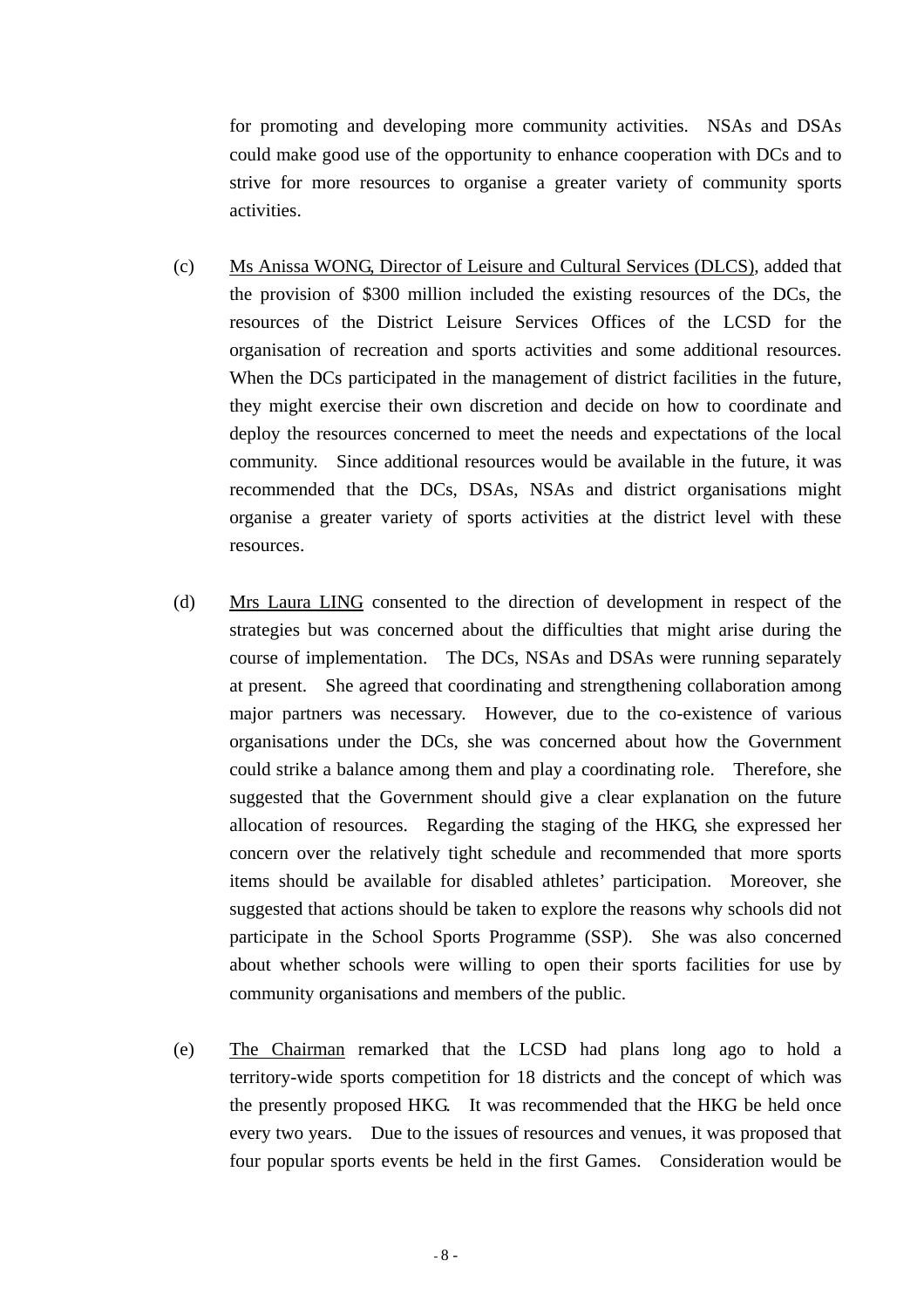for promoting and developing more community activities. NSAs and DSAs could make good use of the opportunity to enhance cooperation with DCs and to strive for more resources to organise a greater variety of community sports activities.

(c) Ms Anissa WONG, Director of Leisure and Cultural Services (DLCS), added that the provision of $300 million included the existing resources of the DCs, the resources of the District Leisure Services Offices of the LCSD for the organisation of recreation and sports activities and some additional resources. When the DCs participated in the management of district facilities in the future, they might exercise their own discretion and decide on how to coordinate and deploy the resources concerned to meet the needs and expectations of the local community. Since additional resources would be available in the future, it was recommended that the DCs, DSAs, NSAs and district organisations might organise a greater variety of sports activities at the district level with these resources.

(d) Mrs Laura LING consented to the direction of development in respect of the strategies but was concerned about the difficulties that might arise during the course of implementation. The DCs, NSAs and DSAs were running separately at present. She agreed that coordinating and strengthening collaboration among major partners was necessary. However, due to the co-existence of various organisations under the DCs, she was concerned about how the Government could strike a balance among them and play a coordinating role. Therefore, she suggested that the Government should give a clear explanation on the future allocation of resources. Regarding the staging of the HKG, she expressed her concern over the relatively tight schedule and recommended that more sports items should be available for disabled athletes' participation. Moreover, she suggested that actions should be taken to explore the reasons why schools did not participate in the School Sports Programme (SSP). She was also concerned about whether schools were willing to open their sports facilities for use by community organisations and members of the public.

(e) The Chairman remarked that the LCSD had plans long ago to hold a territory-wide sports competition for 18 districts and the concept of which was the presently proposed HKG. It was recommended that the HKG be held once every two years. Due to the issues of resources and venues, it was proposed that four popular sports events be held in the first Games. Consideration would be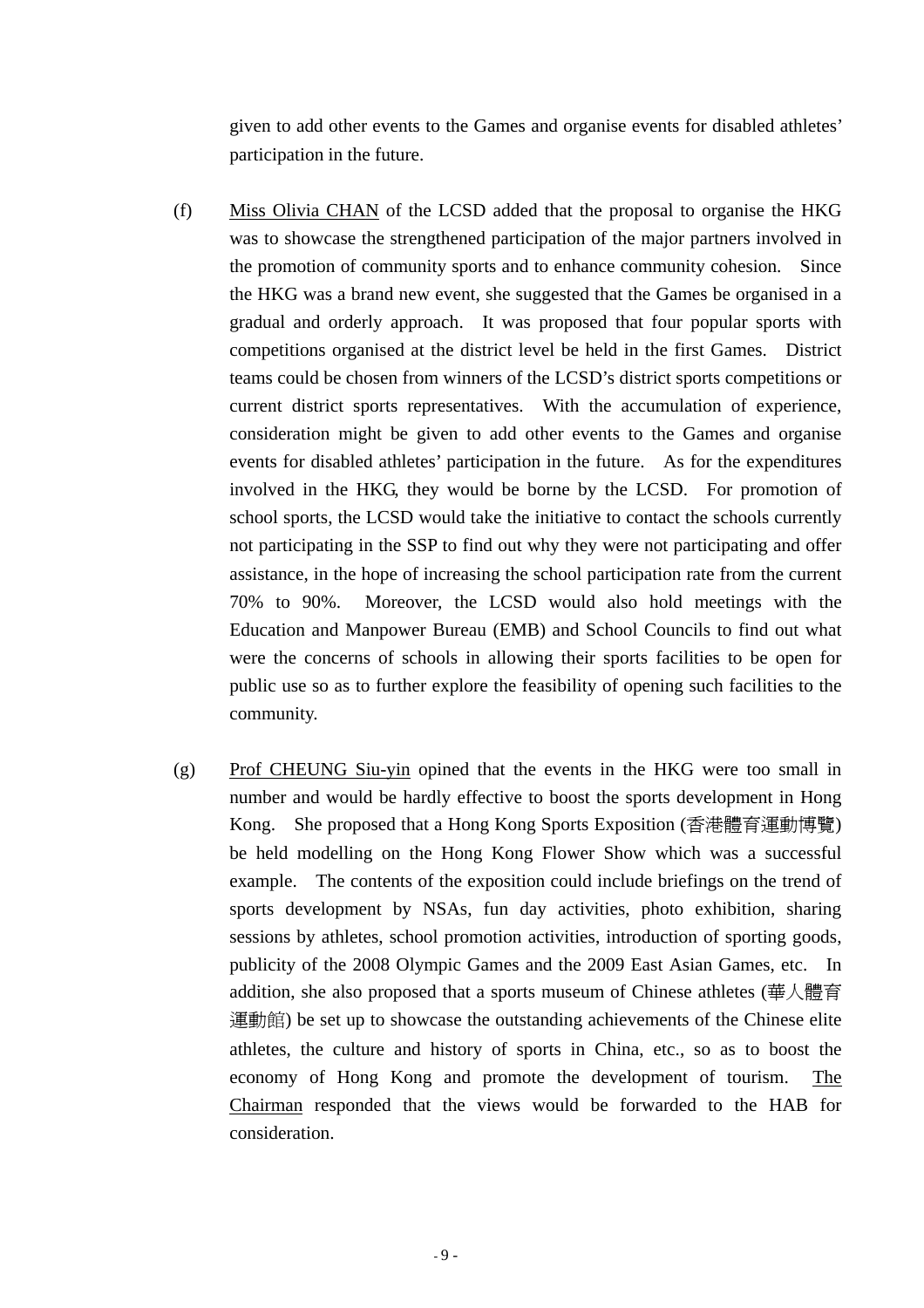given to add other events to the Games and organise events for disabled athletes' participation in the future.

(f) Miss Olivia CHAN of the LCSD added that the proposal to organise the HKG was to showcase the strengthened participation of the major partners involved in the promotion of community sports and to enhance community cohesion. Since the HKG was a brand new event, she suggested that the Games be organised in a gradual and orderly approach. It was proposed that four popular sports with competitions organised at the district level be held in the first Games. District teams could be chosen from winners of the LCSD's district sports competitions or current district sports representatives. With the accumulation of experience, consideration might be given to add other events to the Games and organise events for disabled athletes' participation in the future. As for the expenditures involved in the HKG, they would be borne by the LCSD. For promotion of school sports, the LCSD would take the initiative to contact the schools currently not participating in the SSP to find out why they were not participating and offer assistance, in the hope of increasing the school participation rate from the current 70% to 90%. Moreover, the LCSD would also hold meetings with the Education and Manpower Bureau (EMB) and School Councils to find out what were the concerns of schools in allowing their sports facilities to be open for public use so as to further explore the feasibility of opening such facilities to the community.

(g) Prof CHEUNG Siu-yin opined that the events in the HKG were too small in number and would be hardly effective to boost the sports development in Hong Kong. She proposed that a Hong Kong Sports Exposition (香港體育運動博覽) be held modelling on the Hong Kong Flower Show which was a successful example. The contents of the exposition could include briefings on the trend of sports development by NSAs, fun day activities, photo exhibition, sharing sessions by athletes, school promotion activities, introduction of sporting goods, publicity of the 2008 Olympic Games and the 2009 East Asian Games, etc. In addition, she also proposed that a sports museum of Chinese athletes (華人體育運動館) be set up to showcase the outstanding achievements of the Chinese elite athletes, the culture and history of sports in China, etc., so as to boost the economy of Hong Kong and promote the development of tourism. The Chairman responded that the views would be forwarded to the HAB for consideration.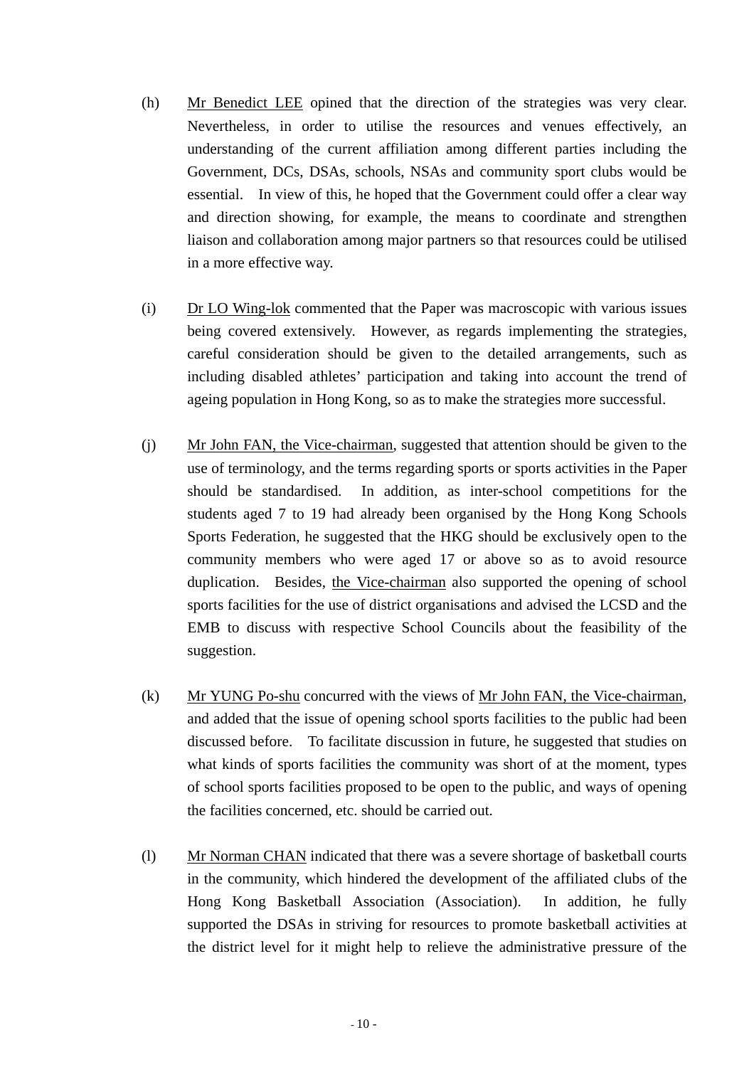(h) Mr Benedict LEE opined that the direction of the strategies was very clear. Nevertheless, in order to utilise the resources and venues effectively, an understanding of the current affiliation among different parties including the Government, DCs, DSAs, schools, NSAs and community sport clubs would be essential. In view of this, he hoped that the Government could offer a clear way and direction showing, for example, the means to coordinate and strengthen liaison and collaboration among major partners so that resources could be utilised in a more effective way.

(i) Dr LO Wing-lok commented that the Paper was macroscopic with various issues being covered extensively. However, as regards implementing the strategies, careful consideration should be given to the detailed arrangements, such as including disabled athletes' participation and taking into account the trend of ageing population in Hong Kong, so as to make the strategies more successful.

(j) Mr John FAN, the Vice-chairman, suggested that attention should be given to the use of terminology, and the terms regarding sports or sports activities in the Paper should be standardised. In addition, as inter-school competitions for the students aged 7 to 19 had already been organised by the Hong Kong Schools Sports Federation, he suggested that the HKG should be exclusively open to the community members who were aged 17 or above so as to avoid resource duplication. Besides, the Vice-chairman also supported the opening of school sports facilities for the use of district organisations and advised the LCSD and the EMB to discuss with respective School Councils about the feasibility of the suggestion.

(k) Mr YUNG Po-shu concurred with the views of Mr John FAN, the Vice-chairman, and added that the issue of opening school sports facilities to the public had been discussed before. To facilitate discussion in future, he suggested that studies on what kinds of sports facilities the community was short of at the moment, types of school sports facilities proposed to be open to the public, and ways of opening the facilities concerned, etc. should be carried out.

(l) Mr Norman CHAN indicated that there was a severe shortage of basketball courts in the community, which hindered the development of the affiliated clubs of the Hong Kong Basketball Association (Association). In addition, he fully supported the DSAs in striving for resources to promote basketball activities at the district level for it might help to relieve the administrative pressure of the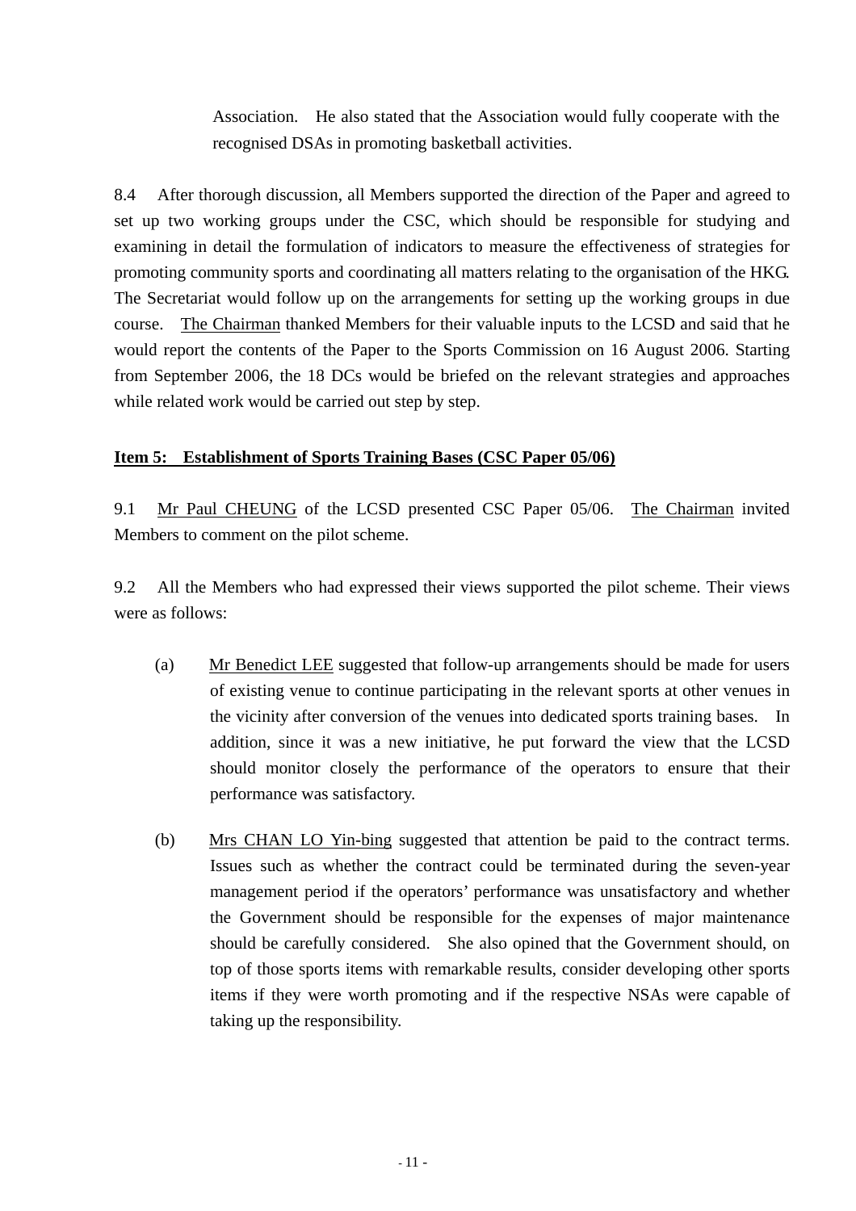Association. He also stated that the Association would fully cooperate with the recognised DSAs in promoting basketball activities.

8.4 After thorough discussion, all Members supported the direction of the Paper and agreed to set up two working groups under the CSC, which should be responsible for studying and examining in detail the formulation of indicators to measure the effectiveness of strategies for promoting community sports and coordinating all matters relating to the organisation of the HKG. The Secretariat would follow up on the arrangements for setting up the working groups in due course. The Chairman thanked Members for their valuable inputs to the LCSD and said that he would report the contents of the Paper to the Sports Commission on 16 August 2006. Starting from September 2006, the 18 DCs would be briefed on the relevant strategies and approaches while related work would be carried out step by step.

**Item 5: Establishment of Sports Training Bases (CSC Paper 05/06)**

9.1 Mr Paul CHEUNG of the LCSD presented CSC Paper 05/06. The Chairman invited Members to comment on the pilot scheme.

9.2 All the Members who had expressed their views supported the pilot scheme. Their views were as follows:

(a) Mr Benedict LEE suggested that follow-up arrangements should be made for users of existing venue to continue participating in the relevant sports at other venues in the vicinity after conversion of the venues into dedicated sports training bases. In addition, since it was a new initiative, he put forward the view that the LCSD should monitor closely the performance of the operators to ensure that their performance was satisfactory.

(b) Mrs CHAN LO Yin-bing suggested that attention be paid to the contract terms. Issues such as whether the contract could be terminated during the seven-year management period if the operators' performance was unsatisfactory and whether the Government should be responsible for the expenses of major maintenance should be carefully considered. She also opined that the Government should, on top of those sports items with remarkable results, consider developing other sports items if they were worth promoting and if the respective NSAs were capable of taking up the responsibility.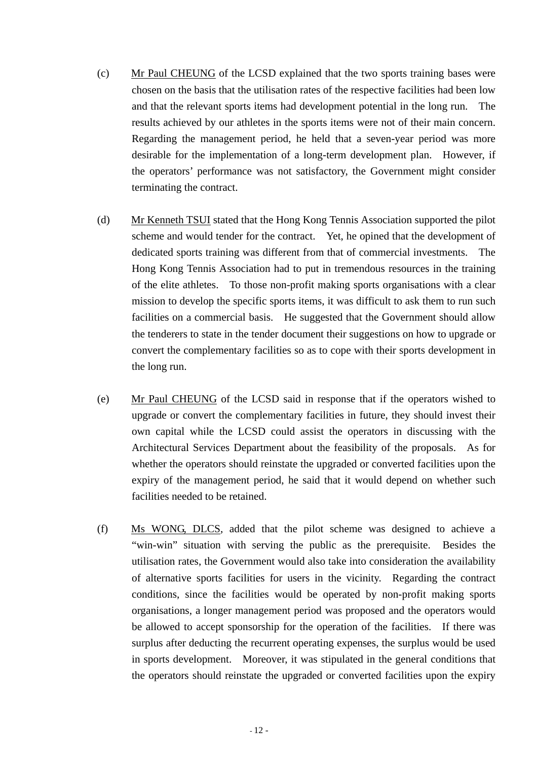(c) Mr Paul CHEUNG of the LCSD explained that the two sports training bases were chosen on the basis that the utilisation rates of the respective facilities had been low and that the relevant sports items had development potential in the long run. The results achieved by our athletes in the sports items were not of their main concern. Regarding the management period, he held that a seven-year period was more desirable for the implementation of a long-term development plan. However, if the operators' performance was not satisfactory, the Government might consider terminating the contract.

(d) Mr Kenneth TSUI stated that the Hong Kong Tennis Association supported the pilot scheme and would tender for the contract. Yet, he opined that the development of dedicated sports training was different from that of commercial investments. The Hong Kong Tennis Association had to put in tremendous resources in the training of the elite athletes. To those non-profit making sports organisations with a clear mission to develop the specific sports items, it was difficult to ask them to run such facilities on a commercial basis. He suggested that the Government should allow the tenderers to state in the tender document their suggestions on how to upgrade or convert the complementary facilities so as to cope with their sports development in the long run.

(e) Mr Paul CHEUNG of the LCSD said in response that if the operators wished to upgrade or convert the complementary facilities in future, they should invest their own capital while the LCSD could assist the operators in discussing with the Architectural Services Department about the feasibility of the proposals. As for whether the operators should reinstate the upgraded or converted facilities upon the expiry of the management period, he said that it would depend on whether such facilities needed to be retained.

(f) Ms WONG, DLCS, added that the pilot scheme was designed to achieve a "win-win" situation with serving the public as the prerequisite. Besides the utilisation rates, the Government would also take into consideration the availability of alternative sports facilities for users in the vicinity. Regarding the contract conditions, since the facilities would be operated by non-profit making sports organisations, a longer management period was proposed and the operators would be allowed to accept sponsorship for the operation of the facilities. If there was surplus after deducting the recurrent operating expenses, the surplus would be used in sports development. Moreover, it was stipulated in the general conditions that the operators should reinstate the upgraded or converted facilities upon the expiry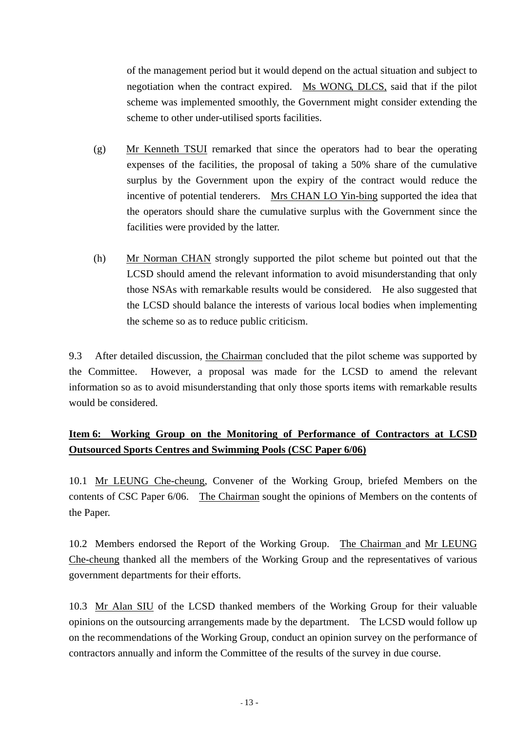of the management period but it would depend on the actual situation and subject to negotiation when the contract expired. Ms WONG, DLCS, said that if the pilot scheme was implemented smoothly, the Government might consider extending the scheme to other under-utilised sports facilities.

(g) Mr Kenneth TSUI remarked that since the operators had to bear the operating expenses of the facilities, the proposal of taking a 50% share of the cumulative surplus by the Government upon the expiry of the contract would reduce the incentive of potential tenderers. Mrs CHAN LO Yin-bing supported the idea that the operators should share the cumulative surplus with the Government since the facilities were provided by the latter.

(h) Mr Norman CHAN strongly supported the pilot scheme but pointed out that the LCSD should amend the relevant information to avoid misunderstanding that only those NSAs with remarkable results would be considered. He also suggested that the LCSD should balance the interests of various local bodies when implementing the scheme so as to reduce public criticism.

9.3 After detailed discussion, the Chairman concluded that the pilot scheme was supported by the Committee. However, a proposal was made for the LCSD to amend the relevant information so as to avoid misunderstanding that only those sports items with remarkable results would be considered.

**Item 6: Working Group on the Monitoring of Performance of Contractors at LCSD Outsourced Sports Centres and Swimming Pools (CSC Paper 6/06)**

10.1 Mr LEUNG Che-cheung, Convener of the Working Group, briefed Members on the contents of CSC Paper 6/06. The Chairman sought the opinions of Members on the contents of the Paper.

10.2 Members endorsed the Report of the Working Group. The Chairman and Mr LEUNG Che-cheung thanked all the members of the Working Group and the representatives of various government departments for their efforts.

10.3 Mr Alan SIU of the LCSD thanked members of the Working Group for their valuable opinions on the outsourcing arrangements made by the department. The LCSD would follow up on the recommendations of the Working Group, conduct an opinion survey on the performance of contractors annually and inform the Committee of the results of the survey in due course.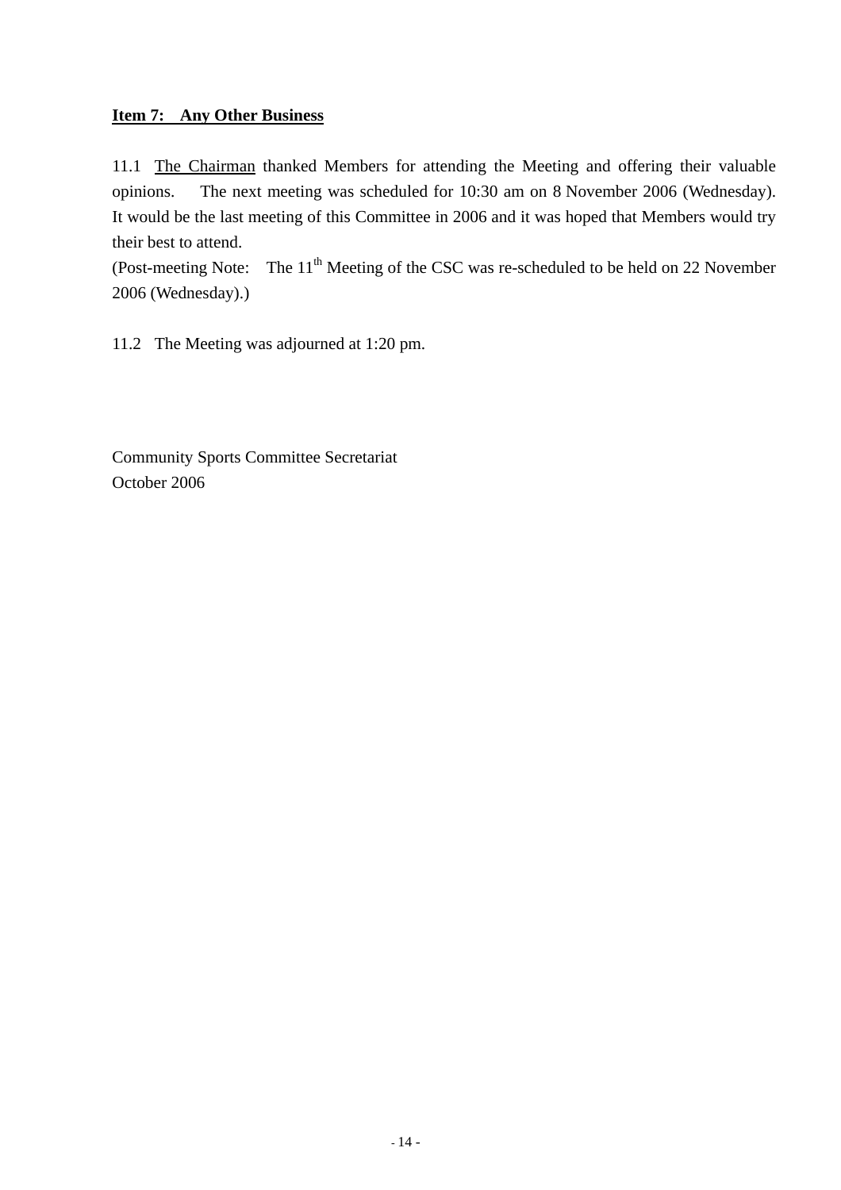**<u>Item 7: Any Other Business</u>**

11.1 <u>The Chairman</u> thanked Members for attending the Meeting and offering their valuable opinions. The next meeting was scheduled for 10:30 am on 8 November 2006 (Wednesday). It would be the last meeting of this Committee in 2006 and it was hoped that Members would try their best to attend.
(Post-meeting Note: The 11th Meeting of the CSC was re-scheduled to be held on 22 November 2006 (Wednesday).)

11.2 The Meeting was adjourned at 1:20 pm.

Community Sports Committee Secretariat
October 2006